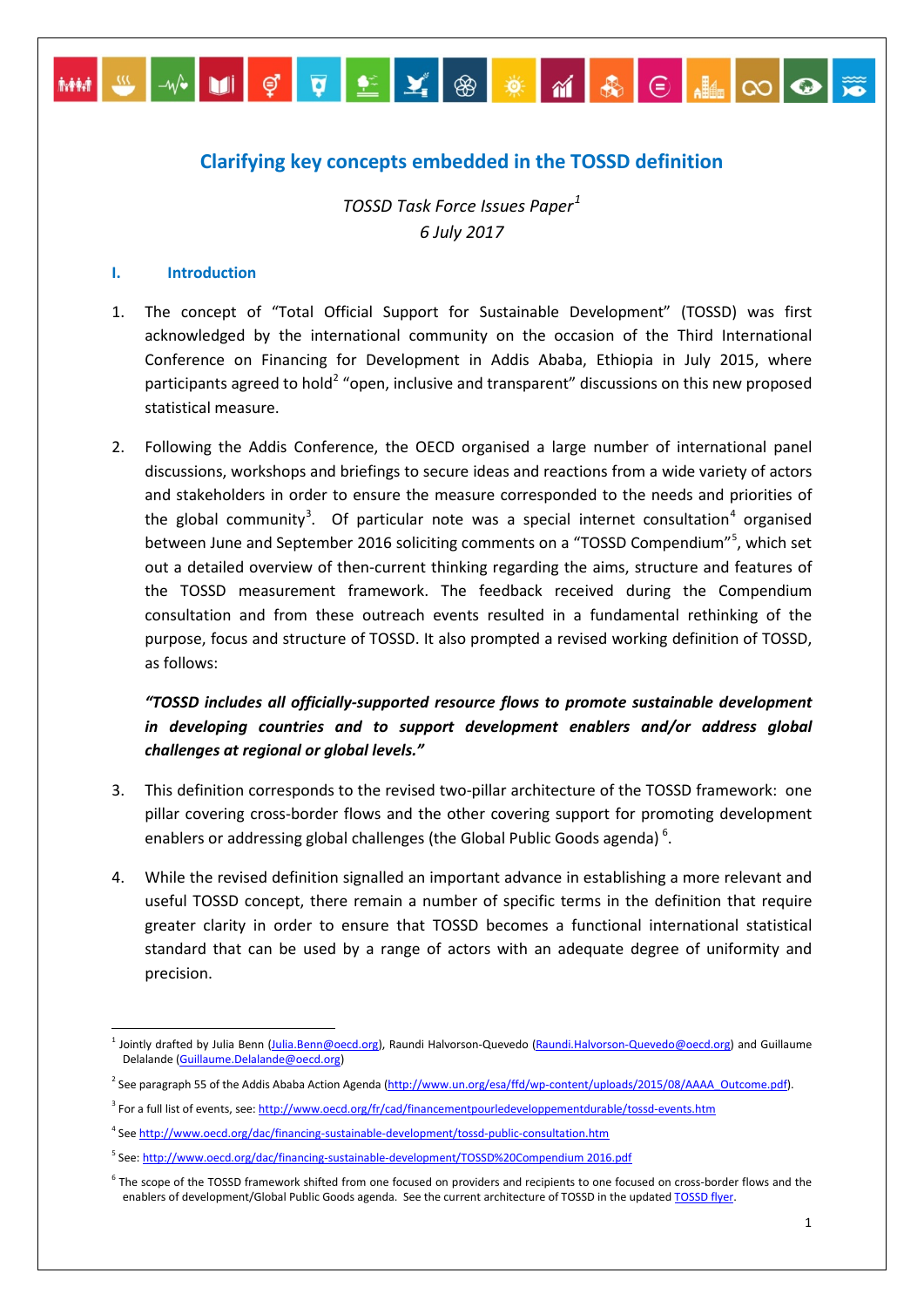# Clarifying key concepts embedded in the TOSSD definition

*TOSSD Task Force Issues Paper*[1]
*6 July 2017*

## I. Introduction

1. The concept of "Total Official Support for Sustainable Development" (TOSSD) was first acknowledged by the international community on the occasion of the Third International Conference on Financing for Development in Addis Ababa, Ethiopia in July 2015, where participants agreed to hold[2] "open, inclusive and transparent" discussions on this new proposed statistical measure.

2. Following the Addis Conference, the OECD organised a large number of international panel discussions, workshops and briefings to secure ideas and reactions from a wide variety of actors and stakeholders in order to ensure the measure corresponded to the needs and priorities of the global community[3]. Of particular note was a special internet consultation[4] organised between June and September 2016 soliciting comments on a "TOSSD Compendium"[5], which set out a detailed overview of then-current thinking regarding the aims, structure and features of the TOSSD measurement framework. The feedback received during the Compendium consultation and from these outreach events resulted in a fundamental rethinking of the purpose, focus and structure of TOSSD. It also prompted a revised working definition of TOSSD, as follows:

   ***"TOSSD includes all officially-supported resource flows to promote sustainable development in developing countries and to support development enablers and/or address global challenges at regional or global levels."***

3. This definition corresponds to the revised two-pillar architecture of the TOSSD framework: one pillar covering cross-border flows and the other covering support for promoting development enablers or addressing global challenges (the Global Public Goods agenda)[6].

4. While the revised definition signalled an important advance in establishing a more relevant and useful TOSSD concept, there remain a number of specific terms in the definition that require greater clarity in order to ensure that TOSSD becomes a functional international statistical standard that can be used by a range of actors with an adequate degree of uniformity and precision.

---

[1] Jointly drafted by Julia Benn (Julia.Benn@oecd.org), Raundi Halvorson-Quevedo (Raundi.Halvorson-Quevedo@oecd.org) and Guillaume Delalande (Guillaume.Delalande@oecd.org)

[2] See paragraph 55 of the Addis Ababa Action Agenda (http://www.un.org/esa/ffd/wp-content/uploads/2015/08/AAAA_Outcome.pdf).

[3] For a full list of events, see: http://www.oecd.org/fr/cad/financementpourledeveloppementdurable/tossd-events.htm

[4] See http://www.oecd.org/dac/financing-sustainable-development/tossd-public-consultation.htm

[5] See: http://www.oecd.org/dac/financing-sustainable-development/TOSSD%20Compendium 2016.pdf

[6] The scope of the TOSSD framework shifted from one focused on providers and recipients to one focused on cross-border flows and the enablers of development/Global Public Goods agenda. See the current architecture of TOSSD in the updated TOSSD flyer.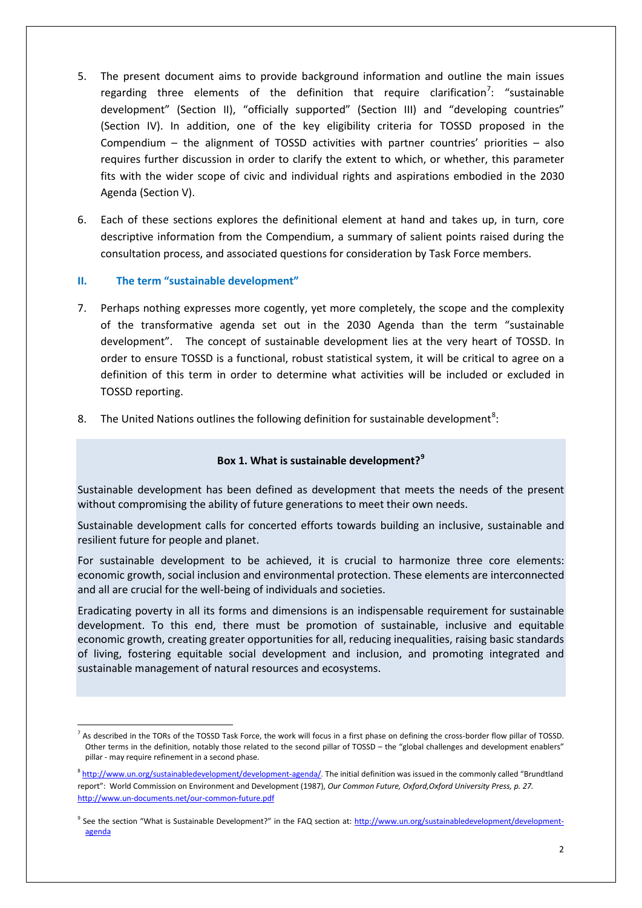5. The present document aims to provide background information and outline the main issues regarding three elements of the definition that require clarification[7]: "sustainable development" (Section II), "officially supported" (Section III) and "developing countries" (Section IV). In addition, one of the key eligibility criteria for TOSSD proposed in the Compendium – the alignment of TOSSD activities with partner countries' priorities – also requires further discussion in order to clarify the extent to which, or whether, this parameter fits with the wider scope of civic and individual rights and aspirations embodied in the 2030 Agenda (Section V).

6. Each of these sections explores the definitional element at hand and takes up, in turn, core descriptive information from the Compendium, a summary of salient points raised during the consultation process, and associated questions for consideration by Task Force members.

## II. The term "sustainable development"

7. Perhaps nothing expresses more cogently, yet more completely, the scope and the complexity of the transformative agenda set out in the 2030 Agenda than the term "sustainable development". The concept of sustainable development lies at the very heart of TOSSD. In order to ensure TOSSD is a functional, robust statistical system, it will be critical to agree on a definition of this term in order to determine what activities will be included or excluded in TOSSD reporting.

8. The United Nations outlines the following definition for sustainable development[8]:

> **Box 1. What is sustainable development?[9]**
>
> Sustainable development has been defined as development that meets the needs of the present without compromising the ability of future generations to meet their own needs.
>
> Sustainable development calls for concerted efforts towards building an inclusive, sustainable and resilient future for people and planet.
>
> For sustainable development to be achieved, it is crucial to harmonize three core elements: economic growth, social inclusion and environmental protection. These elements are interconnected and all are crucial for the well-being of individuals and societies.
>
> Eradicating poverty in all its forms and dimensions is an indispensable requirement for sustainable development. To this end, there must be promotion of sustainable, inclusive and equitable economic growth, creating greater opportunities for all, reducing inequalities, raising basic standards of living, fostering equitable social development and inclusion, and promoting integrated and sustainable management of natural resources and ecosystems.

---

[7] As described in the TORs of the TOSSD Task Force, the work will focus in a first phase on defining the cross-border flow pillar of TOSSD. Other terms in the definition, notably those related to the second pillar of TOSSD – the "global challenges and development enablers" pillar - may require refinement in a second phase.

[8] http://www.un.org/sustainabledevelopment/development-agenda/. The initial definition was issued in the commonly called "Brundtland report": World Commission on Environment and Development (1987), *Our Common Future, Oxford,Oxford University Press, p. 27.* http://www.un-documents.net/our-common-future.pdf

[9] See the section "What is Sustainable Development?" in the FAQ section at: http://www.un.org/sustainabledevelopment/development-agenda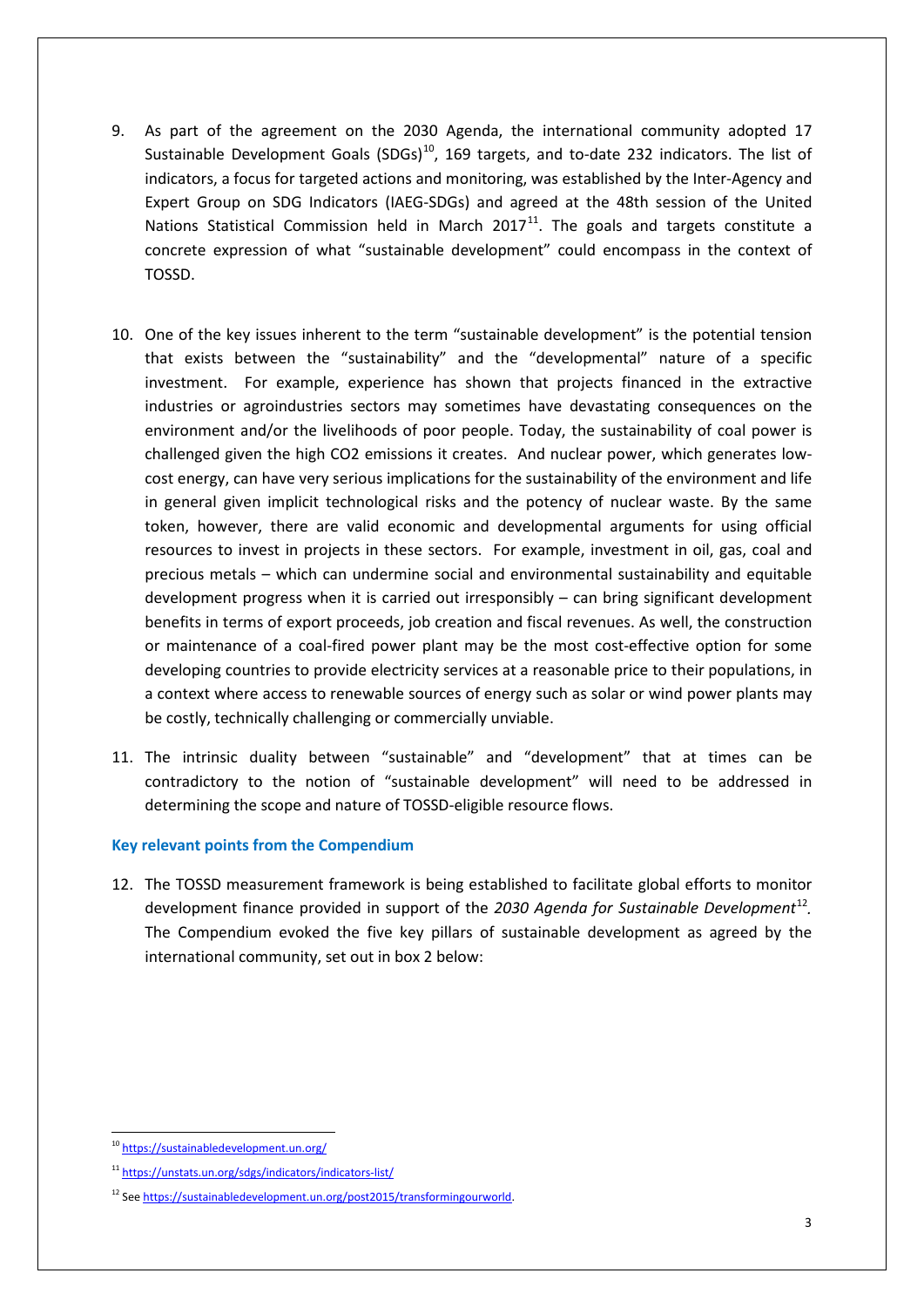9. As part of the agreement on the 2030 Agenda, the international community adopted 17 Sustainable Development Goals (SDGs)[10], 169 targets, and to-date 232 indicators. The list of indicators, a focus for targeted actions and monitoring, was established by the Inter-Agency and Expert Group on SDG Indicators (IAEG-SDGs) and agreed at the 48th session of the United Nations Statistical Commission held in March 2017[11]. The goals and targets constitute a concrete expression of what "sustainable development" could encompass in the context of TOSSD.

10. One of the key issues inherent to the term "sustainable development" is the potential tension that exists between the "sustainability" and the "developmental" nature of a specific investment. For example, experience has shown that projects financed in the extractive industries or agroindustries sectors may sometimes have devastating consequences on the environment and/or the livelihoods of poor people. Today, the sustainability of coal power is challenged given the high CO2 emissions it creates. And nuclear power, which generates low-cost energy, can have very serious implications for the sustainability of the environment and life in general given implicit technological risks and the potency of nuclear waste. By the same token, however, there are valid economic and developmental arguments for using official resources to invest in projects in these sectors. For example, investment in oil, gas, coal and precious metals – which can undermine social and environmental sustainability and equitable development progress when it is carried out irresponsibly – can bring significant development benefits in terms of export proceeds, job creation and fiscal revenues. As well, the construction or maintenance of a coal-fired power plant may be the most cost-effective option for some developing countries to provide electricity services at a reasonable price to their populations, in a context where access to renewable sources of energy such as solar or wind power plants may be costly, technically challenging or commercially unviable.

11. The intrinsic duality between "sustainable" and "development" that at times can be contradictory to the notion of "sustainable development" will need to be addressed in determining the scope and nature of TOSSD-eligible resource flows.

### Key relevant points from the Compendium

12. The TOSSD measurement framework is being established to facilitate global efforts to monitor development finance provided in support of the *2030 Agenda for Sustainable Development*[12]*.* The Compendium evoked the five key pillars of sustainable development as agreed by the international community, set out in box 2 below:

---

[10] https://sustainabledevelopment.un.org/

[11] https://unstats.un.org/sdgs/indicators/indicators-list/

[12] See https://sustainabledevelopment.un.org/post2015/transformingourworld.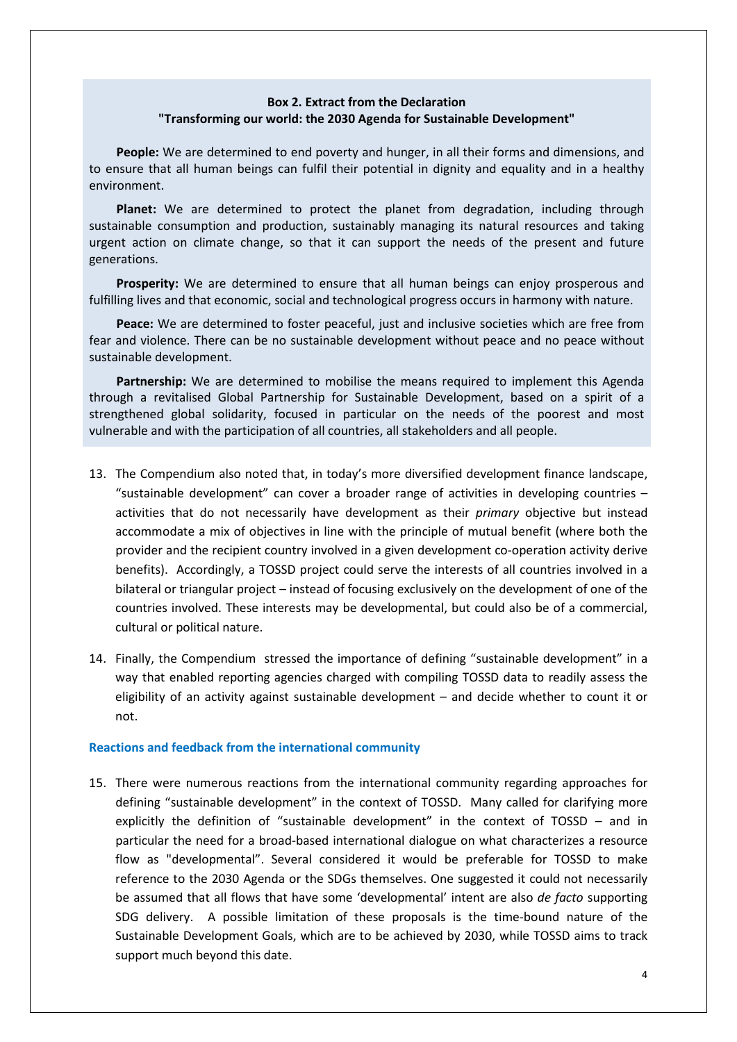**Box 2. Extract from the Declaration "Transforming our world: the 2030 Agenda for Sustainable Development"**

**People:** We are determined to end poverty and hunger, in all their forms and dimensions, and to ensure that all human beings can fulfil their potential in dignity and equality and in a healthy environment.

**Planet:** We are determined to protect the planet from degradation, including through sustainable consumption and production, sustainably managing its natural resources and taking urgent action on climate change, so that it can support the needs of the present and future generations.

**Prosperity:** We are determined to ensure that all human beings can enjoy prosperous and fulfilling lives and that economic, social and technological progress occurs in harmony with nature.

**Peace:** We are determined to foster peaceful, just and inclusive societies which are free from fear and violence. There can be no sustainable development without peace and no peace without sustainable development.

**Partnership:** We are determined to mobilise the means required to implement this Agenda through a revitalised Global Partnership for Sustainable Development, based on a spirit of a strengthened global solidarity, focused in particular on the needs of the poorest and most vulnerable and with the participation of all countries, all stakeholders and all people.

13. The Compendium also noted that, in today's more diversified development finance landscape, "sustainable development" can cover a broader range of activities in developing countries – activities that do not necessarily have development as their *primary* objective but instead accommodate a mix of objectives in line with the principle of mutual benefit (where both the provider and the recipient country involved in a given development co-operation activity derive benefits). Accordingly, a TOSSD project could serve the interests of all countries involved in a bilateral or triangular project – instead of focusing exclusively on the development of one of the countries involved. These interests may be developmental, but could also be of a commercial, cultural or political nature.

14. Finally, the Compendium stressed the importance of defining "sustainable development" in a way that enabled reporting agencies charged with compiling TOSSD data to readily assess the eligibility of an activity against sustainable development – and decide whether to count it or not.

### Reactions and feedback from the international community

15. There were numerous reactions from the international community regarding approaches for defining "sustainable development" in the context of TOSSD. Many called for clarifying more explicitly the definition of "sustainable development" in the context of TOSSD – and in particular the need for a broad-based international dialogue on what characterizes a resource flow as "developmental". Several considered it would be preferable for TOSSD to make reference to the 2030 Agenda or the SDGs themselves. One suggested it could not necessarily be assumed that all flows that have some 'developmental' intent are also *de facto* supporting SDG delivery. A possible limitation of these proposals is the time-bound nature of the Sustainable Development Goals, which are to be achieved by 2030, while TOSSD aims to track support much beyond this date.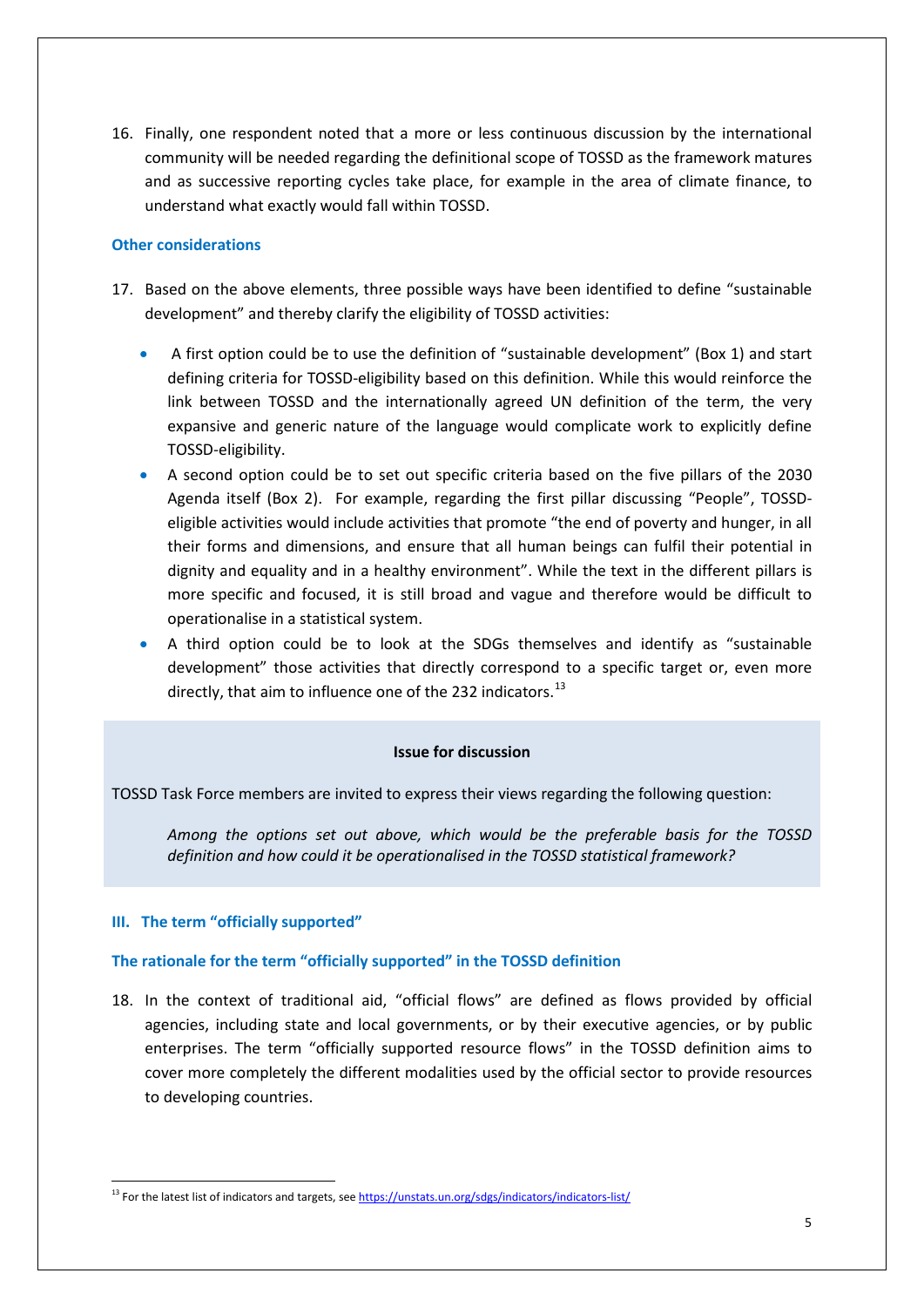16. Finally, one respondent noted that a more or less continuous discussion by the international community will be needed regarding the definitional scope of TOSSD as the framework matures and as successive reporting cycles take place, for example in the area of climate finance, to understand what exactly would fall within TOSSD.

### Other considerations

17. Based on the above elements, three possible ways have been identified to define "sustainable development" and thereby clarify the eligibility of TOSSD activities:

    - A first option could be to use the definition of "sustainable development" (Box 1) and start defining criteria for TOSSD-eligibility based on this definition. While this would reinforce the link between TOSSD and the internationally agreed UN definition of the term, the very expansive and generic nature of the language would complicate work to explicitly define TOSSD-eligibility.
    - A second option could be to set out specific criteria based on the five pillars of the 2030 Agenda itself (Box 2). For example, regarding the first pillar discussing "People", TOSSD-eligible activities would include activities that promote "the end of poverty and hunger, in all their forms and dimensions, and ensure that all human beings can fulfil their potential in dignity and equality and in a healthy environment". While the text in the different pillars is more specific and focused, it is still broad and vague and therefore would be difficult to operationalise in a statistical system.
    - A third option could be to look at the SDGs themselves and identify as "sustainable development" those activities that directly correspond to a specific target or, even more directly, that aim to influence one of the 232 indicators.[13]

**Issue for discussion**

TOSSD Task Force members are invited to express their views regarding the following question:

> *Among the options set out above, which would be the preferable basis for the TOSSD definition and how could it be operationalised in the TOSSD statistical framework?*

## III. The term "officially supported"

### The rationale for the term "officially supported" in the TOSSD definition

18. In the context of traditional aid, "official flows" are defined as flows provided by official agencies, including state and local governments, or by their executive agencies, or by public enterprises. The term "officially supported resource flows" in the TOSSD definition aims to cover more completely the different modalities used by the official sector to provide resources to developing countries.

[13] For the latest list of indicators and targets, see https://unstats.un.org/sdgs/indicators/indicators-list/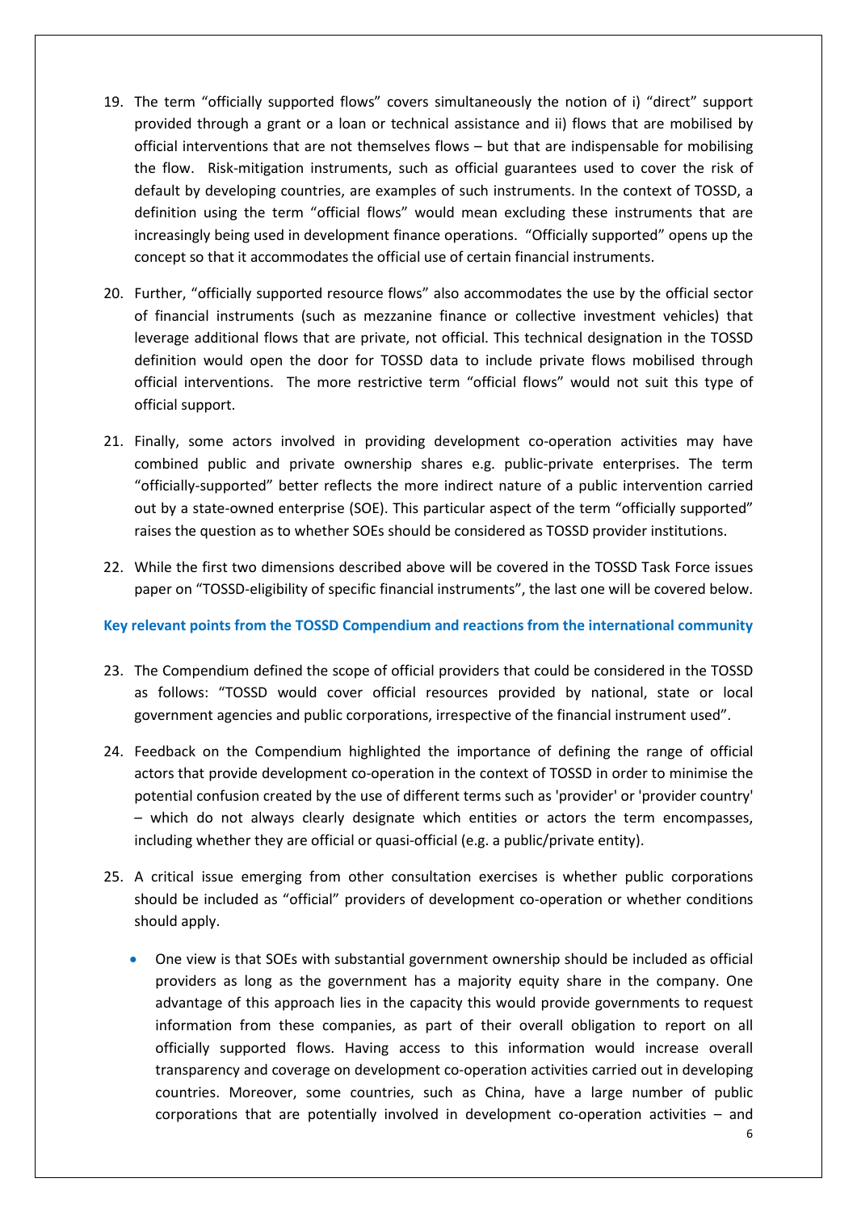19. The term "officially supported flows" covers simultaneously the notion of i) "direct" support provided through a grant or a loan or technical assistance and ii) flows that are mobilised by official interventions that are not themselves flows – but that are indispensable for mobilising the flow. Risk-mitigation instruments, such as official guarantees used to cover the risk of default by developing countries, are examples of such instruments. In the context of TOSSD, a definition using the term "official flows" would mean excluding these instruments that are increasingly being used in development finance operations. "Officially supported" opens up the concept so that it accommodates the official use of certain financial instruments.

20. Further, "officially supported resource flows" also accommodates the use by the official sector of financial instruments (such as mezzanine finance or collective investment vehicles) that leverage additional flows that are private, not official. This technical designation in the TOSSD definition would open the door for TOSSD data to include private flows mobilised through official interventions. The more restrictive term "official flows" would not suit this type of official support.

21. Finally, some actors involved in providing development co-operation activities may have combined public and private ownership shares e.g. public-private enterprises. The term "officially-supported" better reflects the more indirect nature of a public intervention carried out by a state-owned enterprise (SOE). This particular aspect of the term "officially supported" raises the question as to whether SOEs should be considered as TOSSD provider institutions.

22. While the first two dimensions described above will be covered in the TOSSD Task Force issues paper on "TOSSD-eligibility of specific financial instruments", the last one will be covered below.

### Key relevant points from the TOSSD Compendium and reactions from the international community

23. The Compendium defined the scope of official providers that could be considered in the TOSSD as follows: "TOSSD would cover official resources provided by national, state or local government agencies and public corporations, irrespective of the financial instrument used".

24. Feedback on the Compendium highlighted the importance of defining the range of official actors that provide development co-operation in the context of TOSSD in order to minimise the potential confusion created by the use of different terms such as 'provider' or 'provider country' – which do not always clearly designate which entities or actors the term encompasses, including whether they are official or quasi-official (e.g. a public/private entity).

25. A critical issue emerging from other consultation exercises is whether public corporations should be included as "official" providers of development co-operation or whether conditions should apply.

    - One view is that SOEs with substantial government ownership should be included as official providers as long as the government has a majority equity share in the company. One advantage of this approach lies in the capacity this would provide governments to request information from these companies, as part of their overall obligation to report on all officially supported flows. Having access to this information would increase overall transparency and coverage on development co-operation activities carried out in developing countries. Moreover, some countries, such as China, have a large number of public corporations that are potentially involved in development co-operation activities – and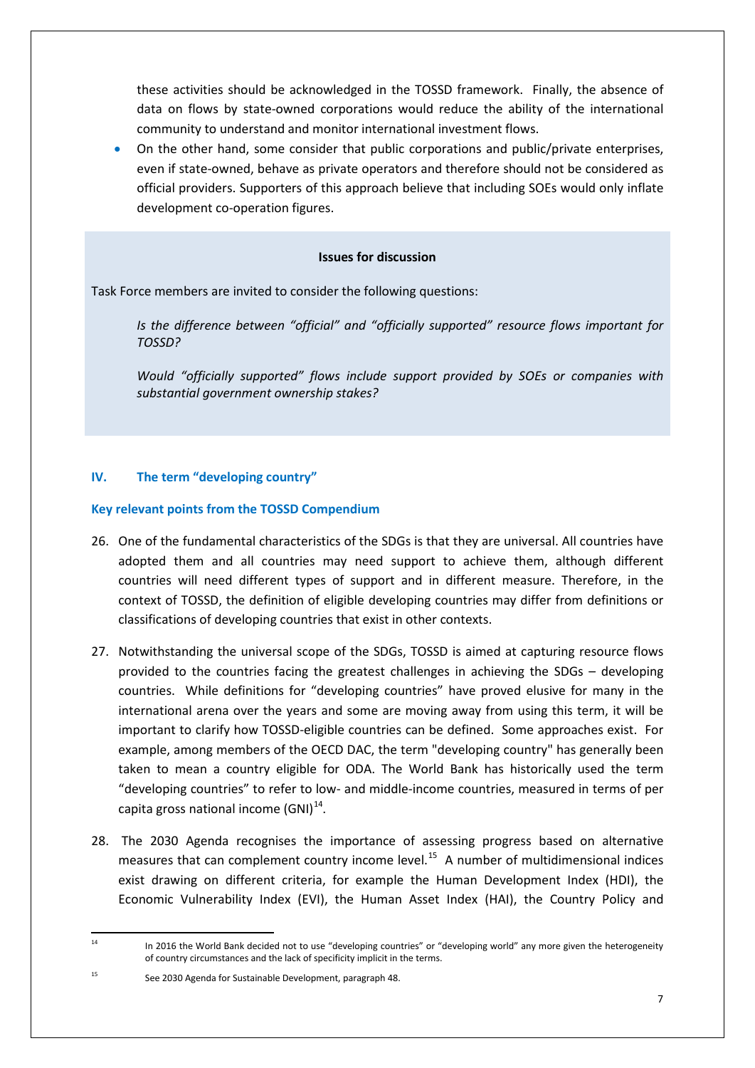these activities should be acknowledged in the TOSSD framework. Finally, the absence of data on flows by state-owned corporations would reduce the ability of the international community to understand and monitor international investment flows.

- On the other hand, some consider that public corporations and public/private enterprises, even if state-owned, behave as private operators and therefore should not be considered as official providers. Supporters of this approach believe that including SOEs would only inflate development co-operation figures.

**Issues for discussion**

Task Force members are invited to consider the following questions:

*Is the difference between "official" and "officially supported" resource flows important for TOSSD?*

*Would "officially supported" flows include support provided by SOEs or companies with substantial government ownership stakes?*

## IV. The term "developing country"

### Key relevant points from the TOSSD Compendium

26. One of the fundamental characteristics of the SDGs is that they are universal. All countries have adopted them and all countries may need support to achieve them, although different countries will need different types of support and in different measure. Therefore, in the context of TOSSD, the definition of eligible developing countries may differ from definitions or classifications of developing countries that exist in other contexts.

27. Notwithstanding the universal scope of the SDGs, TOSSD is aimed at capturing resource flows provided to the countries facing the greatest challenges in achieving the SDGs – developing countries. While definitions for "developing countries" have proved elusive for many in the international arena over the years and some are moving away from using this term, it will be important to clarify how TOSSD-eligible countries can be defined. Some approaches exist. For example, among members of the OECD DAC, the term "developing country" has generally been taken to mean a country eligible for ODA. The World Bank has historically used the term "developing countries" to refer to low- and middle-income countries, measured in terms of per capita gross national income (GNI)[14].

28. The 2030 Agenda recognises the importance of assessing progress based on alternative measures that can complement country income level.[15] A number of multidimensional indices exist drawing on different criteria, for example the Human Development Index (HDI), the Economic Vulnerability Index (EVI), the Human Asset Index (HAI), the Country Policy and

---

[14] In 2016 the World Bank decided not to use "developing countries" or "developing world" any more given the heterogeneity of country circumstances and the lack of specificity implicit in the terms.

[15] See 2030 Agenda for Sustainable Development, paragraph 48.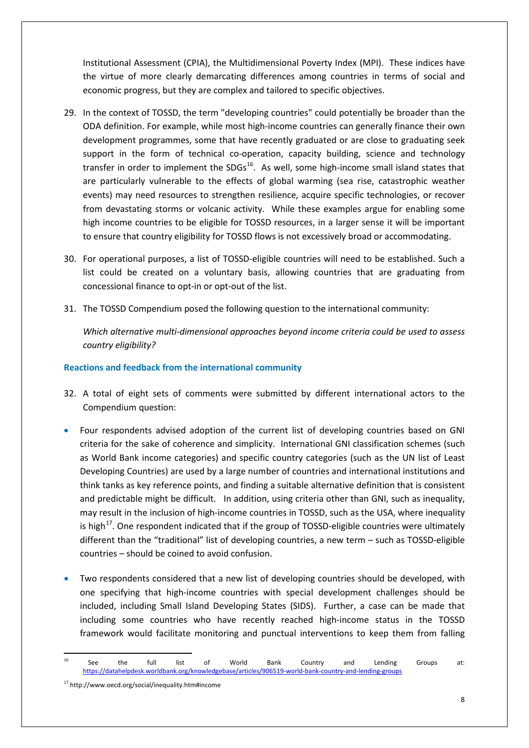Institutional Assessment (CPIA), the Multidimensional Poverty Index (MPI). These indices have the virtue of more clearly demarcating differences among countries in terms of social and economic progress, but they are complex and tailored to specific objectives.

29. In the context of TOSSD, the term "developing countries" could potentially be broader than the ODA definition. For example, while most high-income countries can generally finance their own development programmes, some that have recently graduated or are close to graduating seek support in the form of technical co-operation, capacity building, science and technology transfer in order to implement the SDGs[16]. As well, some high-income small island states that are particularly vulnerable to the effects of global warming (sea rise, catastrophic weather events) may need resources to strengthen resilience, acquire specific technologies, or recover from devastating storms or volcanic activity. While these examples argue for enabling some high income countries to be eligible for TOSSD resources, in a larger sense it will be important to ensure that country eligibility for TOSSD flows is not excessively broad or accommodating.

30. For operational purposes, a list of TOSSD-eligible countries will need to be established. Such a list could be created on a voluntary basis, allowing countries that are graduating from concessional finance to opt-in or opt-out of the list.

31. The TOSSD Compendium posed the following question to the international community:

    *Which alternative multi-dimensional approaches beyond income criteria could be used to assess country eligibility?*

### Reactions and feedback from the international community

32. A total of eight sets of comments were submitted by different international actors to the Compendium question:

- Four respondents advised adoption of the current list of developing countries based on GNI criteria for the sake of coherence and simplicity. International GNI classification schemes (such as World Bank income categories) and specific country categories (such as the UN list of Least Developing Countries) are used by a large number of countries and international institutions and think tanks as key reference points, and finding a suitable alternative definition that is consistent and predictable might be difficult. In addition, using criteria other than GNI, such as inequality, may result in the inclusion of high-income countries in TOSSD, such as the USA, where inequality is high[17]. One respondent indicated that if the group of TOSSD-eligible countries were ultimately different than the "traditional" list of developing countries, a new term – such as TOSSD-eligible countries – should be coined to avoid confusion.

- Two respondents considered that a new list of developing countries should be developed, with one specifying that high-income countries with special development challenges should be included, including Small Island Developing States (SIDS). Further, a case can be made that including some countries who have recently reached high-income status in the TOSSD framework would facilitate monitoring and punctual interventions to keep them from falling

---

[16] See the full list of World Bank Country and Lending Groups at: https://datahelpdesk.worldbank.org/knowledgebase/articles/906519-world-bank-country-and-lending-groups

[17] http://www.oecd.org/social/inequality.htm#income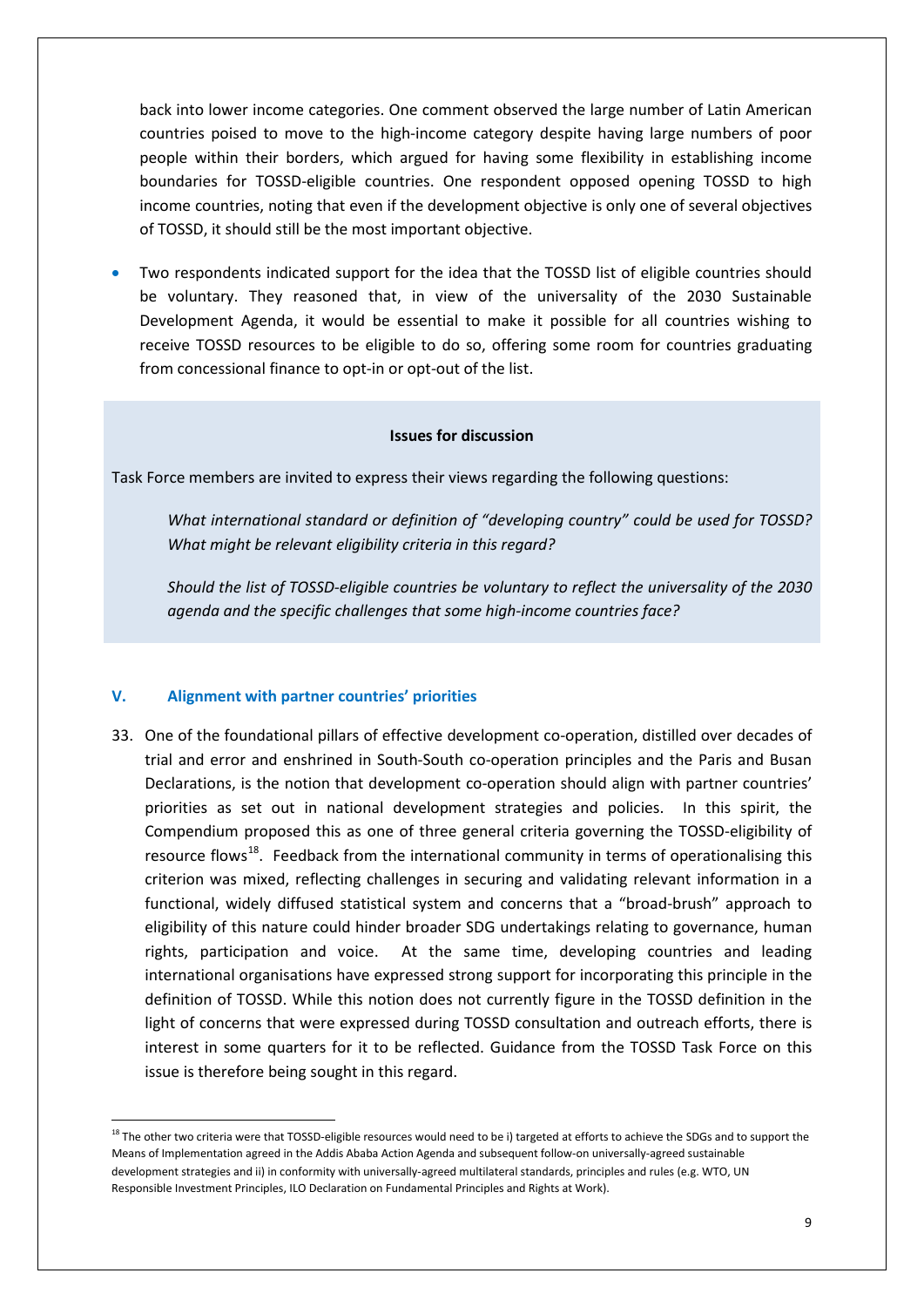back into lower income categories. One comment observed the large number of Latin American countries poised to move to the high-income category despite having large numbers of poor people within their borders, which argued for having some flexibility in establishing income boundaries for TOSSD-eligible countries. One respondent opposed opening TOSSD to high income countries, noting that even if the development objective is only one of several objectives of TOSSD, it should still be the most important objective.

- Two respondents indicated support for the idea that the TOSSD list of eligible countries should be voluntary. They reasoned that, in view of the universality of the 2030 Sustainable Development Agenda, it would be essential to make it possible for all countries wishing to receive TOSSD resources to be eligible to do so, offering some room for countries graduating from concessional finance to opt-in or opt-out of the list.

**Issues for discussion**

Task Force members are invited to express their views regarding the following questions:

*What international standard or definition of "developing country" could be used for TOSSD? What might be relevant eligibility criteria in this regard?*

*Should the list of TOSSD-eligible countries be voluntary to reflect the universality of the 2030 agenda and the specific challenges that some high-income countries face?*

## V. Alignment with partner countries' priorities

33. One of the foundational pillars of effective development co-operation, distilled over decades of trial and error and enshrined in South-South co-operation principles and the Paris and Busan Declarations, is the notion that development co-operation should align with partner countries' priorities as set out in national development strategies and policies. In this spirit, the Compendium proposed this as one of three general criteria governing the TOSSD-eligibility of resource flows[18]. Feedback from the international community in terms of operationalising this criterion was mixed, reflecting challenges in securing and validating relevant information in a functional, widely diffused statistical system and concerns that a "broad-brush" approach to eligibility of this nature could hinder broader SDG undertakings relating to governance, human rights, participation and voice. At the same time, developing countries and leading international organisations have expressed strong support for incorporating this principle in the definition of TOSSD. While this notion does not currently figure in the TOSSD definition in the light of concerns that were expressed during TOSSD consultation and outreach efforts, there is interest in some quarters for it to be reflected. Guidance from the TOSSD Task Force on this issue is therefore being sought in this regard.

[18] The other two criteria were that TOSSD-eligible resources would need to be i) targeted at efforts to achieve the SDGs and to support the Means of Implementation agreed in the Addis Ababa Action Agenda and subsequent follow-on universally-agreed sustainable development strategies and ii) in conformity with universally-agreed multilateral standards, principles and rules (e.g. WTO, UN Responsible Investment Principles, ILO Declaration on Fundamental Principles and Rights at Work).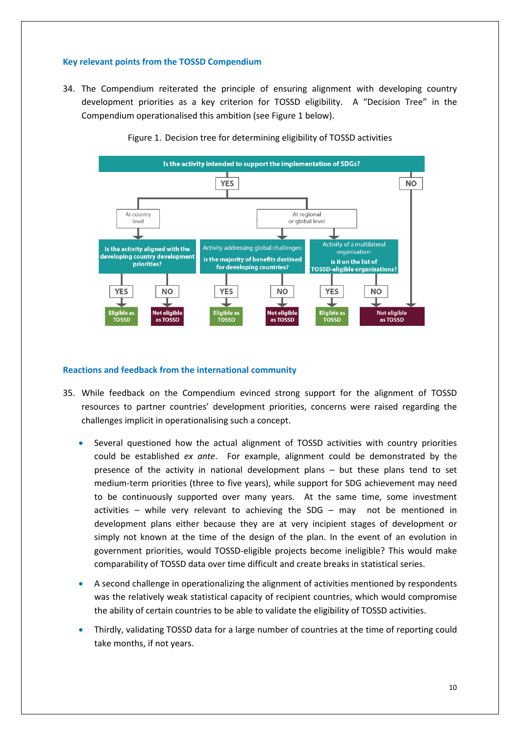### Key relevant points from the TOSSD Compendium

34. The Compendium reiterated the principle of ensuring alignment with developing country development priorities as a key criterion for TOSSD eligibility. A "Decision Tree" in the Compendium operationalised this ambition (see Figure 1 below).

Figure 1. Decision tree for determining eligibility of TOSSD activities

- **Is the activity intended to support the implementation of SDGs?**
  - **YES**
    - At country level
      - **Is the activity aligned with the developing country development priorities?**
        - YES → Eligible as TOSSD
        - NO → Not eligible as TOSSD
    - At regional or global level
      - Activity addressing global challenges: **is the majority of benefits destined for developing countries?**
        - YES → Eligible as TOSSD
        - NO → Not eligible as TOSSD
      - Activity of a multilateral organisation: **is it on the list of TOSSD-eligible organisations?**
        - YES → Eligible as TOSSD
        - NO → Not eligible as TOSSD
  - **NO** → Not eligible as TOSSD

### Reactions and feedback from the international community

35. While feedback on the Compendium evinced strong support for the alignment of TOSSD resources to partner countries' development priorities, concerns were raised regarding the challenges implicit in operationalising such a concept.

- Several questioned how the actual alignment of TOSSD activities with country priorities could be established *ex ante*. For example, alignment could be demonstrated by the presence of the activity in national development plans – but these plans tend to set medium-term priorities (three to five years), while support for SDG achievement may need to be continuously supported over many years. At the same time, some investment activities – while very relevant to achieving the SDG – may not be mentioned in development plans either because they are at very incipient stages of development or simply not known at the time of the design of the plan. In the event of an evolution in government priorities, would TOSSD-eligible projects become ineligible? This would make comparability of TOSSD data over time difficult and create breaks in statistical series.

- A second challenge in operationalizing the alignment of activities mentioned by respondents was the relatively weak statistical capacity of recipient countries, which would compromise the ability of certain countries to be able to validate the eligibility of TOSSD activities.

- Thirdly, validating TOSSD data for a large number of countries at the time of reporting could take months, if not years.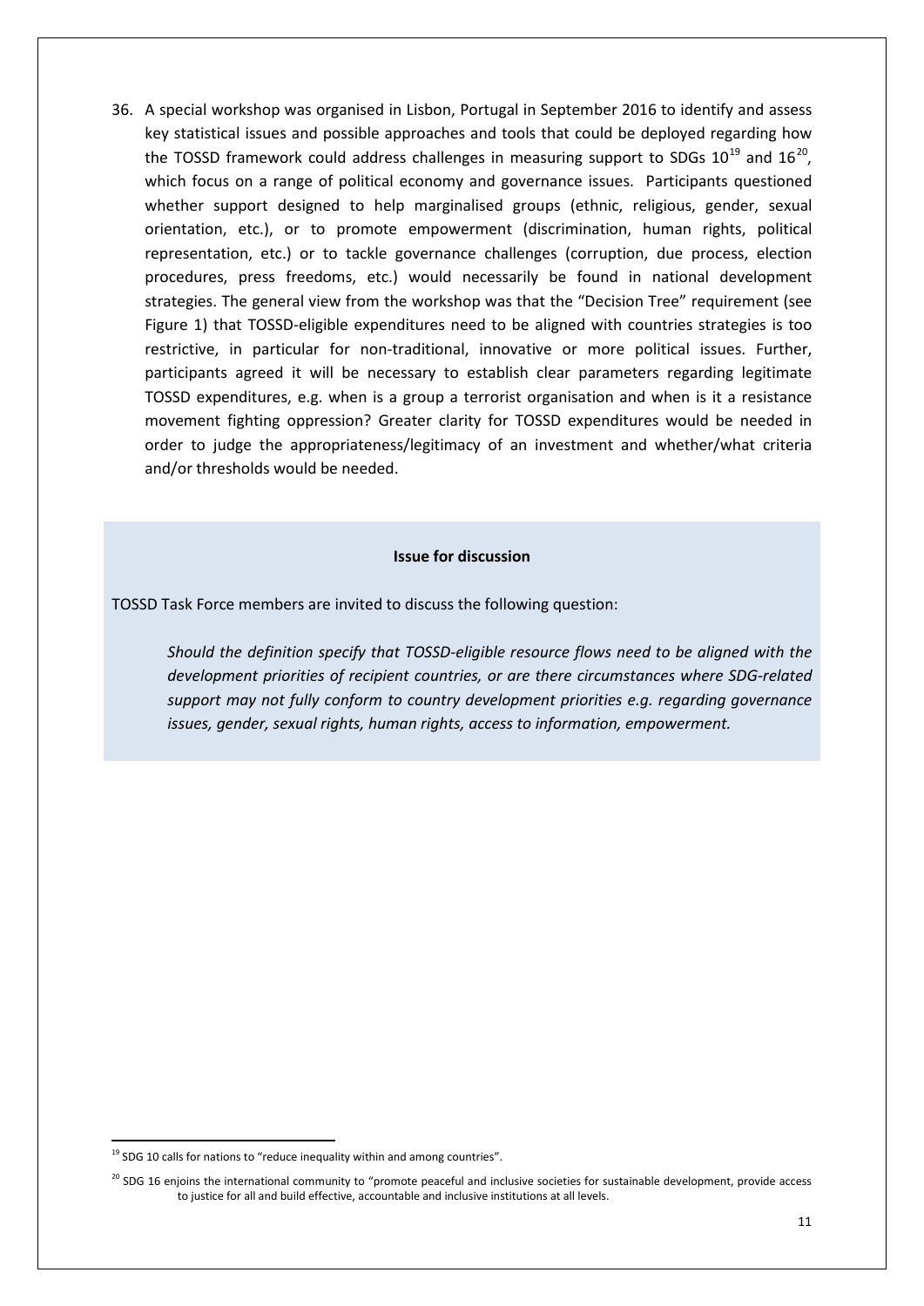36. A special workshop was organised in Lisbon, Portugal in September 2016 to identify and assess key statistical issues and possible approaches and tools that could be deployed regarding how the TOSSD framework could address challenges in measuring support to SDGs 10[19] and 16[20], which focus on a range of political economy and governance issues. Participants questioned whether support designed to help marginalised groups (ethnic, religious, gender, sexual orientation, etc.), or to promote empowerment (discrimination, human rights, political representation, etc.) or to tackle governance challenges (corruption, due process, election procedures, press freedoms, etc.) would necessarily be found in national development strategies. The general view from the workshop was that the "Decision Tree" requirement (see Figure 1) that TOSSD-eligible expenditures need to be aligned with countries strategies is too restrictive, in particular for non-traditional, innovative or more political issues. Further, participants agreed it will be necessary to establish clear parameters regarding legitimate TOSSD expenditures, e.g. when is a group a terrorist organisation and when is it a resistance movement fighting oppression? Greater clarity for TOSSD expenditures would be needed in order to judge the appropriateness/legitimacy of an investment and whether/what criteria and/or thresholds would be needed.

**Issue for discussion**

TOSSD Task Force members are invited to discuss the following question:

> *Should the definition specify that TOSSD-eligible resource flows need to be aligned with the development priorities of recipient countries, or are there circumstances where SDG-related support may not fully conform to country development priorities e.g. regarding governance issues, gender, sexual rights, human rights, access to information, empowerment.*

---

[19] SDG 10 calls for nations to "reduce inequality within and among countries".

[20] SDG 16 enjoins the international community to "promote peaceful and inclusive societies for sustainable development, provide access to justice for all and build effective, accountable and inclusive institutions at all levels.